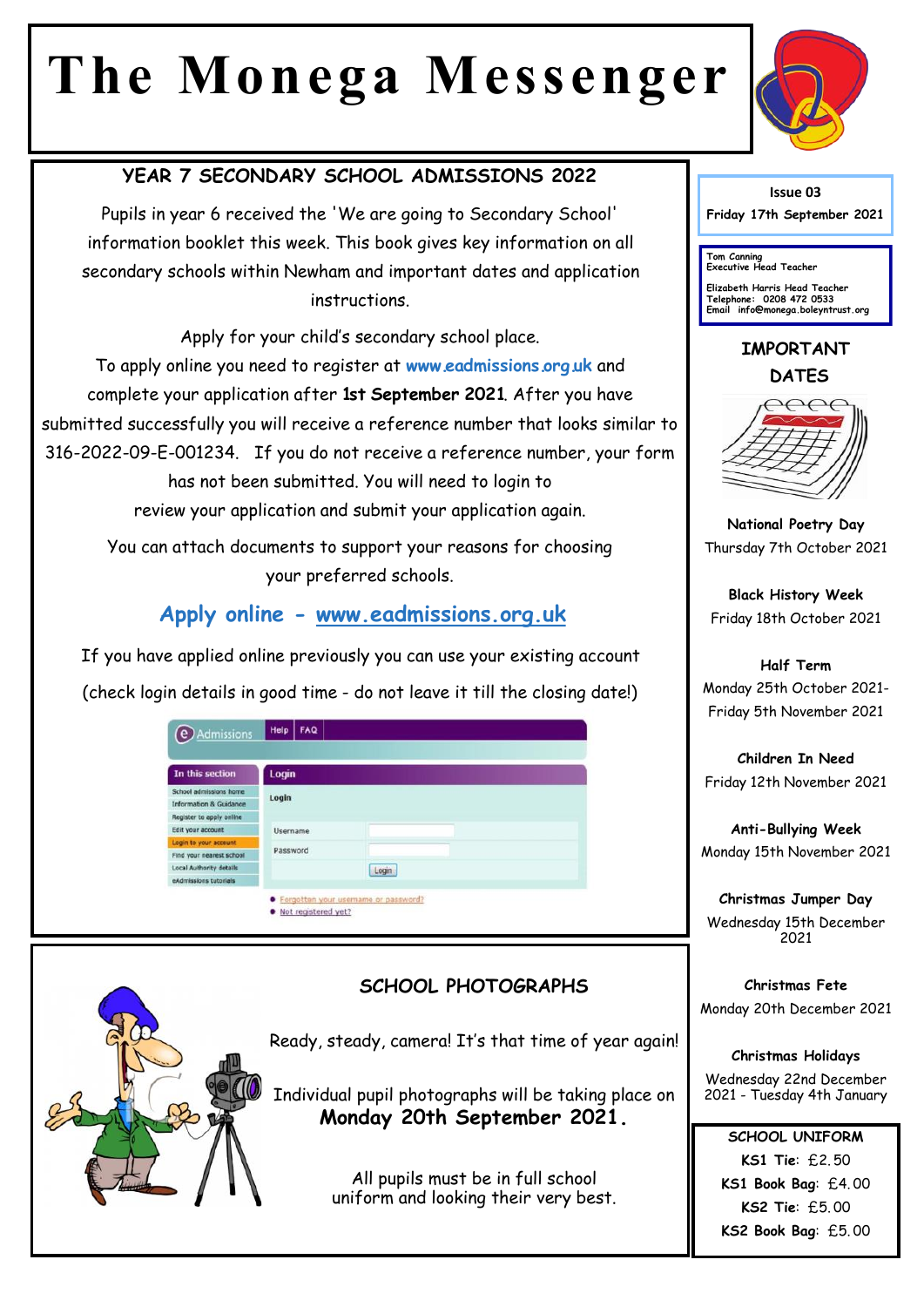# The Monega Messenger

Issue 03

Friday 17th September 2021

Tom Canning
Executive Head Teacher

Elizabeth Harris Head Teacher
Telephone: 0208 472 0533
Email info@monega.boleyntrust.org

## YEAR 7 SECONDARY SCHOOL ADMISSIONS 2022

Pupils in year 6 received the 'We are going to Secondary School' information booklet this week. This book gives key information on all secondary schools within Newham and important dates and application instructions.

Apply for your child's secondary school place.

To apply online you need to register at www.eadmissions.org.uk and complete your application after **1st September 2021**. After you have submitted successfully you will receive a reference number that looks similar to 316-2022-09-E-001234. If you do not receive a reference number, your form has not been submitted. You will need to login to review your application and submit your application again.

You can attach documents to support your reasons for choosing your preferred schools.

### Apply online - www.eadmissions.org.uk

If you have applied online previously you can use your existing account (check login details in good time - do not leave it till the closing date!)

## SCHOOL PHOTOGRAPHS

Ready, steady, camera! It's that time of year again!

Individual pupil photographs will be taking place on
**Monday 20th September 2021.**

All pupils must be in full school uniform and looking their very best.

## IMPORTANT DATES

**National Poetry Day**
Thursday 7th October 2021

**Black History Week**
Friday 18th October 2021

**Half Term**
Monday 25th October 2021- Friday 5th November 2021

**Children In Need**
Friday 12th November 2021

**Anti-Bullying Week**
Monday 15th November 2021

**Christmas Jumper Day**
Wednesday 15th December 2021

**Christmas Fete**
Monday 20th December 2021

**Christmas Holidays**
Wednesday 22nd December 2021 - Tuesday 4th January

## SCHOOL UNIFORM

**KS1 Tie**: £2.50
**KS1 Book Bag**: £4.00
**KS2 Tie**: £5.00
**KS2 Book Bag**: £5.00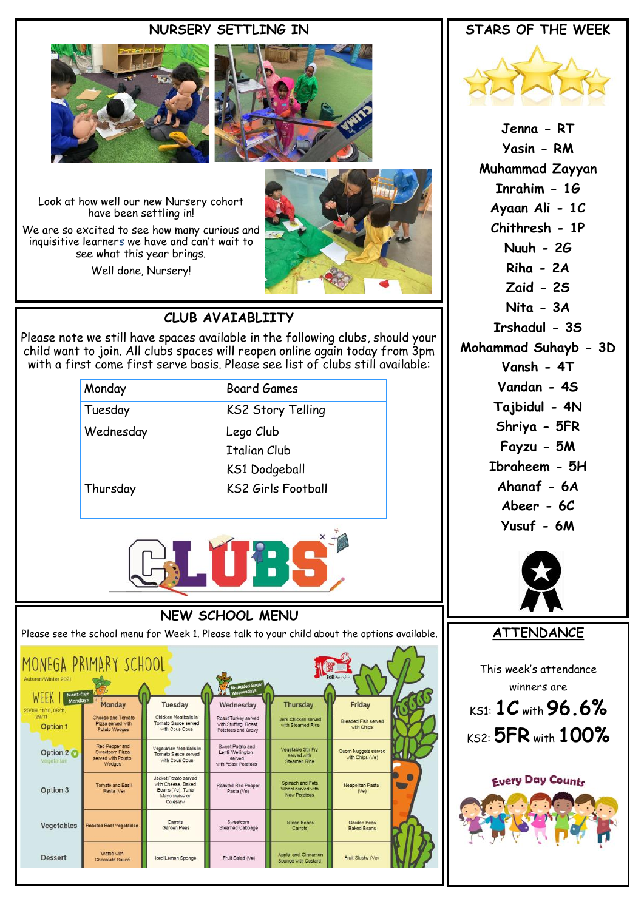## NURSERY SETTLING IN

Look at how well our new Nursery cohort have been settling in!

We are so excited to see how many curious and inquisitive learners we have and can't wait to see what this year brings.

Well done, Nursery!

## CLUB AVAIABLIITY

Please note we still have spaces available in the following clubs, should your child want to join. All clubs spaces will reopen online again today from 3pm with a first come first serve basis. Please see list of clubs still available:

| | |
|---|---|
| Monday | Board Games |
| Tuesday | KS2 Story Telling |
| Wednesday | Lego Club<br>Italian Club<br>KS1 Dodgeball |
| Thursday | KS2 Girls Football |

CLUBS

## NEW SCHOOL MENU

Please see the school menu for Week 1. Please talk to your child about the options available.

MONEGA PRIMARY SCHOOL

Autumn/Winter 2021

WEEK 1 — 20/09, 11/10, 08/11, 29/11

Meat-free Mondays

No Added Sugar Wednesdays

| | Monday | Tuesday | Wednesday | Thursday | Friday |
|---|---|---|---|---|---|
| Option 1 | Cheese and Tomato Pizza served with Potato Wedges | Chicken Meatballs in Tomato Sauce served with Cous Cous | Roast Turkey served with Stuffing, Roast Potatoes and Gravy | Jerk Chicken served with Steamed Rice | Breaded Fish served with Chips |
| Option 2 Vegetarian | Red Pepper and Sweetcorn Pizza served with Potato Wedges | Vegetarian Meatballs in Tomato Sauce served with Cous Cous | Sweet Potato and Lentil Wellington served with Roast Potatoes | Vegetable Stir Fry served with Steamed Rice | Quorn Nuggets served with Chips (Ve) |
| Option 3 | Tomato and Basil Pasta (Ve) | Jacket Potato served with Cheese, Baked Beans (Ve), Tuna Mayonnaise or Coleslaw | Roasted Red Pepper Pasta (Ve) | Spinach and Feta Wheel served with New Potatoes | Neapolitan Pasta (Ve) |
| Vegetables | Roasted Root Vegetables | Carrots<br>Garden Peas | Sweetcorn<br>Steamed Cabbage | Green Beans<br>Carrots | Garden Peas<br>Baked Beans |
| Dessert | Waffle with Chocolate Sauce | Iced Lemon Sponge | Fruit Salad (Ve) | Apple and Cinnamon Sponge with Custard | Fruit Slushy (Ve) |

## STARS OF THE WEEK

Jenna - RT
Yasin - RM
Muhammad Zayyan
Inrahim - 1G
Ayaan Ali - 1C
Chithresh - 1P
Nuuh - 2G
Riha - 2A
Zaid - 2S
Nita - 3A
Irshadul - 3S
Mohammad Suhayb - 3D
Vansh - 4T
Vandan - 4S
Tajbidul - 4N
Shriya - 5FR
Fayzu - 5M
Ibraheem - 5H
Ahanaf - 6A
Abeer - 6C
Yusuf - 6M

## ATTENDANCE

This week's attendance winners are

KS1: **1C** with **96.6%**

KS2: **5FR** with **100%**

Every Day Counts